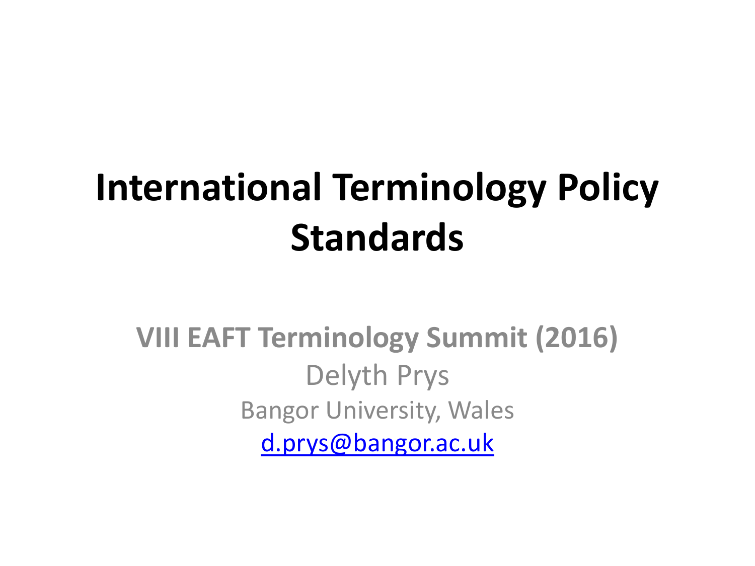# International Terminology Policy Standards

**VIII EAFT Terminology Summit (2016)**

Delyth Prys

Bangor University, Wales

[d.prys@bangor.ac.uk](mailto:d.prys@bangor.ac.uk)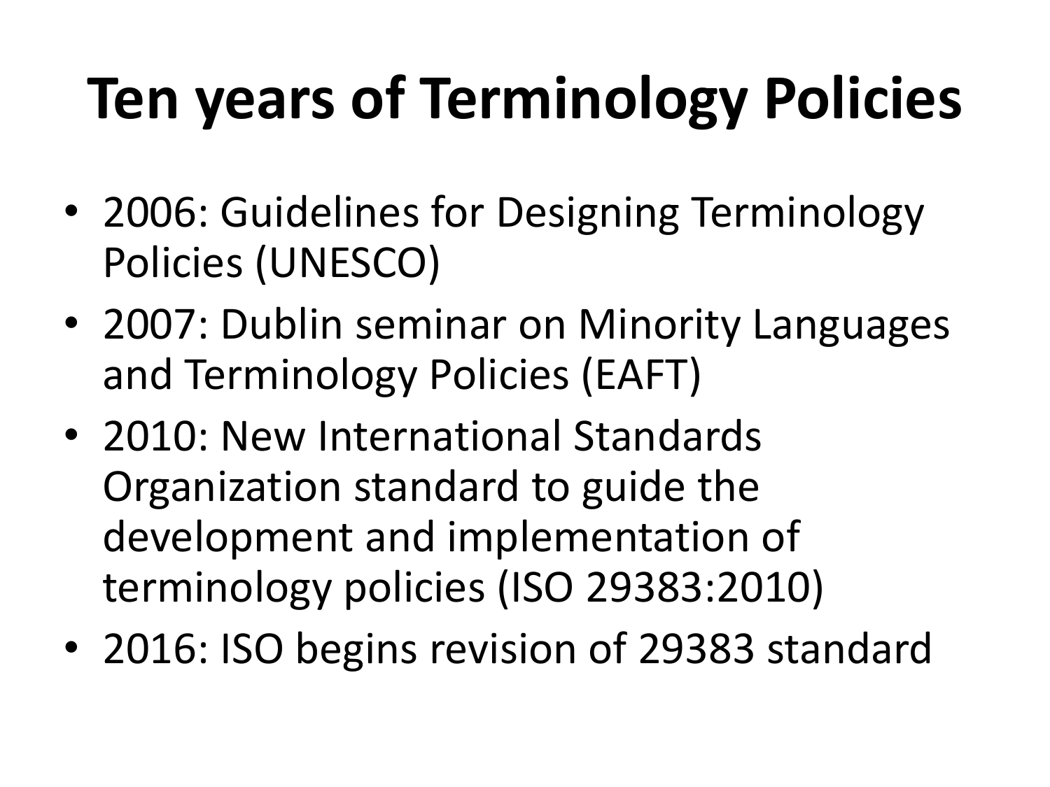# Ten years of Terminology Policies

- 2006: Guidelines for Designing Terminology Policies (UNESCO)
- 2007: Dublin seminar on Minority Languages and Terminology Policies (EAFT)
- 2010: New International Standards Organization standard to guide the development and implementation of terminology policies (ISO 29383:2010)
- 2016: ISO begins revision of 29383 standard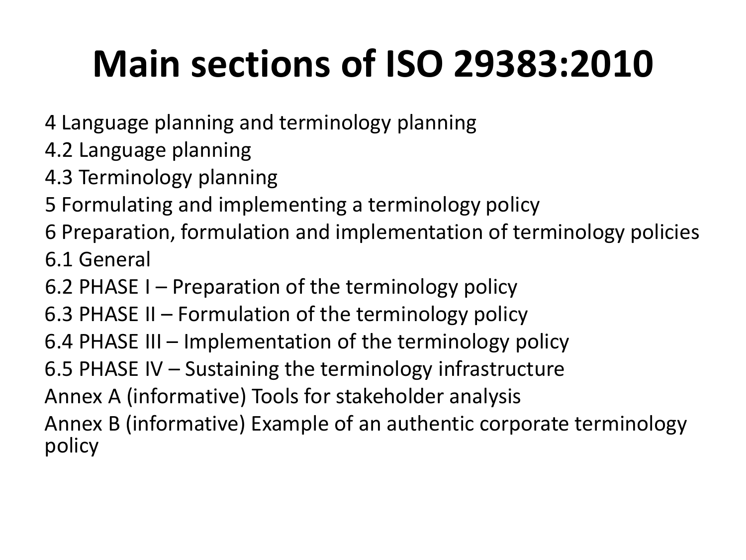# Main sections of ISO 29383:2010

4 Language planning and terminology planning
4.2 Language planning
4.3 Terminology planning
5 Formulating and implementing a terminology policy
6 Preparation, formulation and implementation of terminology policies
6.1 General
6.2 PHASE I – Preparation of the terminology policy
6.3 PHASE II – Formulation of the terminology policy
6.4 PHASE III – Implementation of the terminology policy
6.5 PHASE IV – Sustaining the terminology infrastructure
Annex A (informative) Tools for stakeholder analysis
Annex B (informative) Example of an authentic corporate terminology policy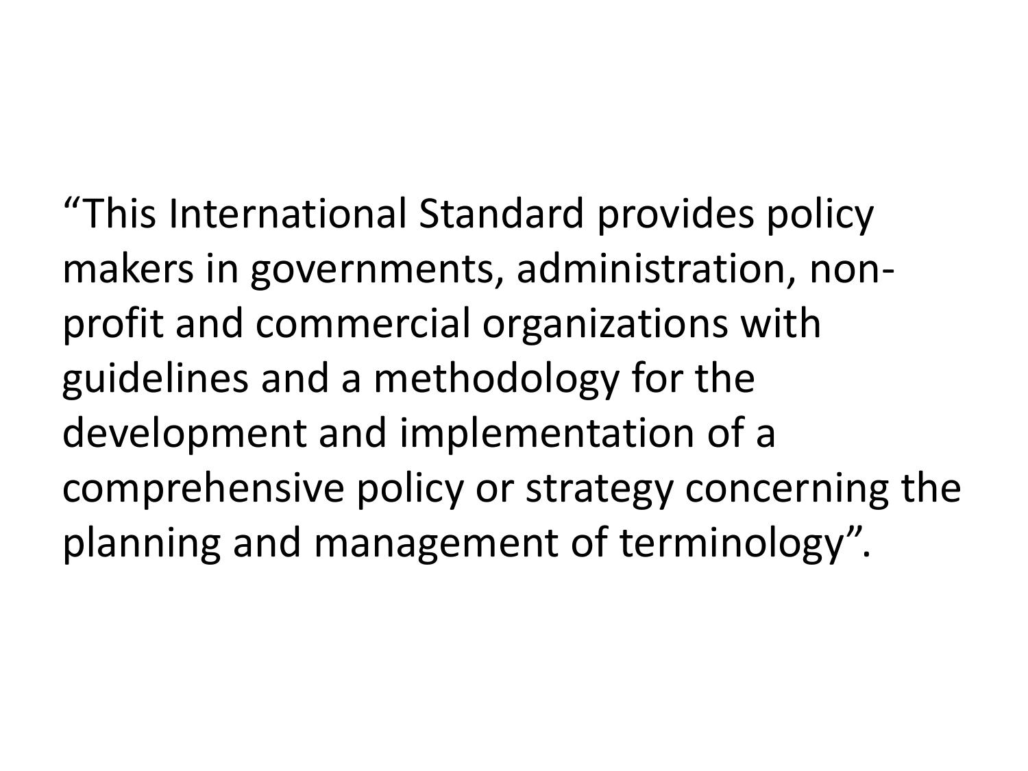"This International Standard provides policy makers in governments, administration, non-profit and commercial organizations with guidelines and a methodology for the development and implementation of a comprehensive policy or strategy concerning the planning and management of terminology".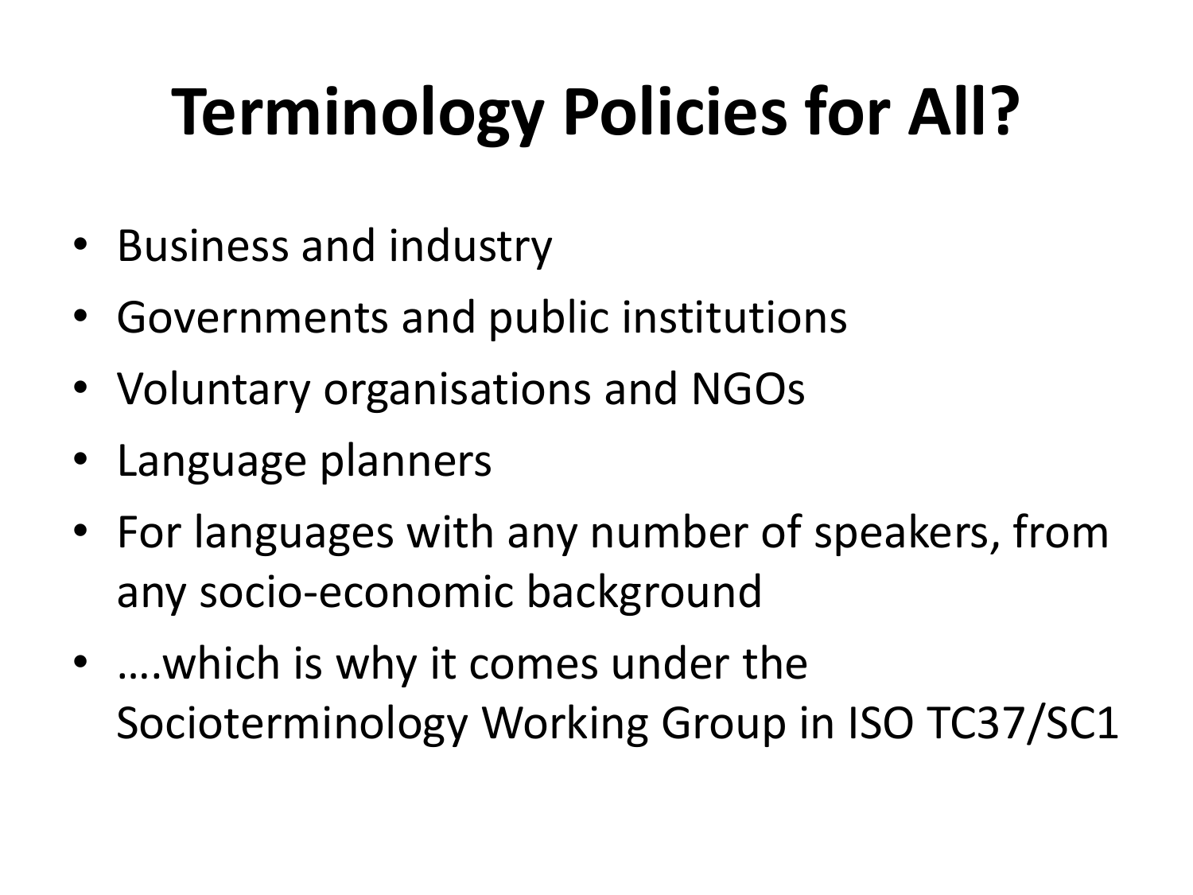# Terminology Policies for All?

- Business and industry
- Governments and public institutions
- Voluntary organisations and NGOs
- Language planners
- For languages with any number of speakers, from any socio-economic background
- ….which is why it comes under the Socioterminology Working Group in ISO TC37/SC1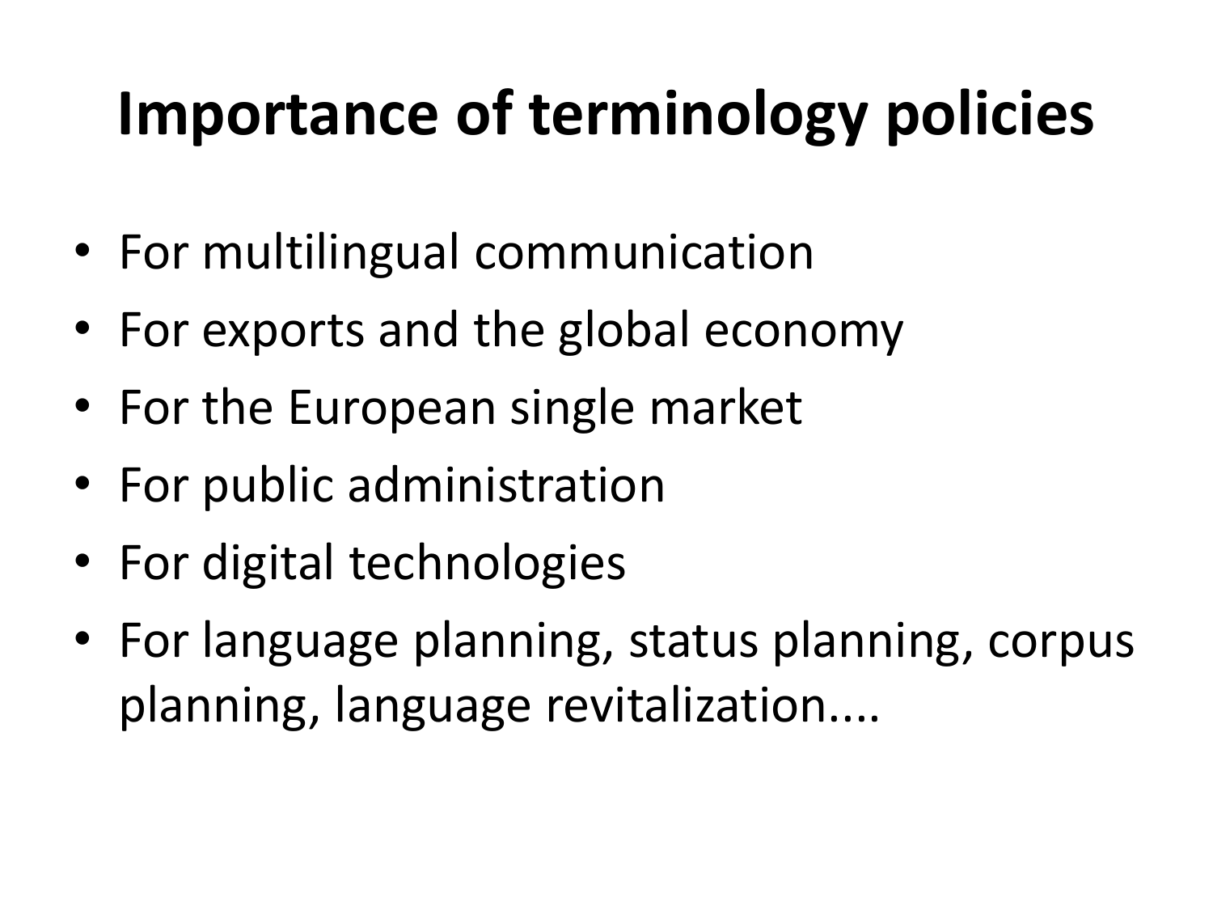# Importance of terminology policies

- For multilingual communication
- For exports and the global economy
- For the European single market
- For public administration
- For digital technologies
- For language planning, status planning, corpus planning, language revitalization....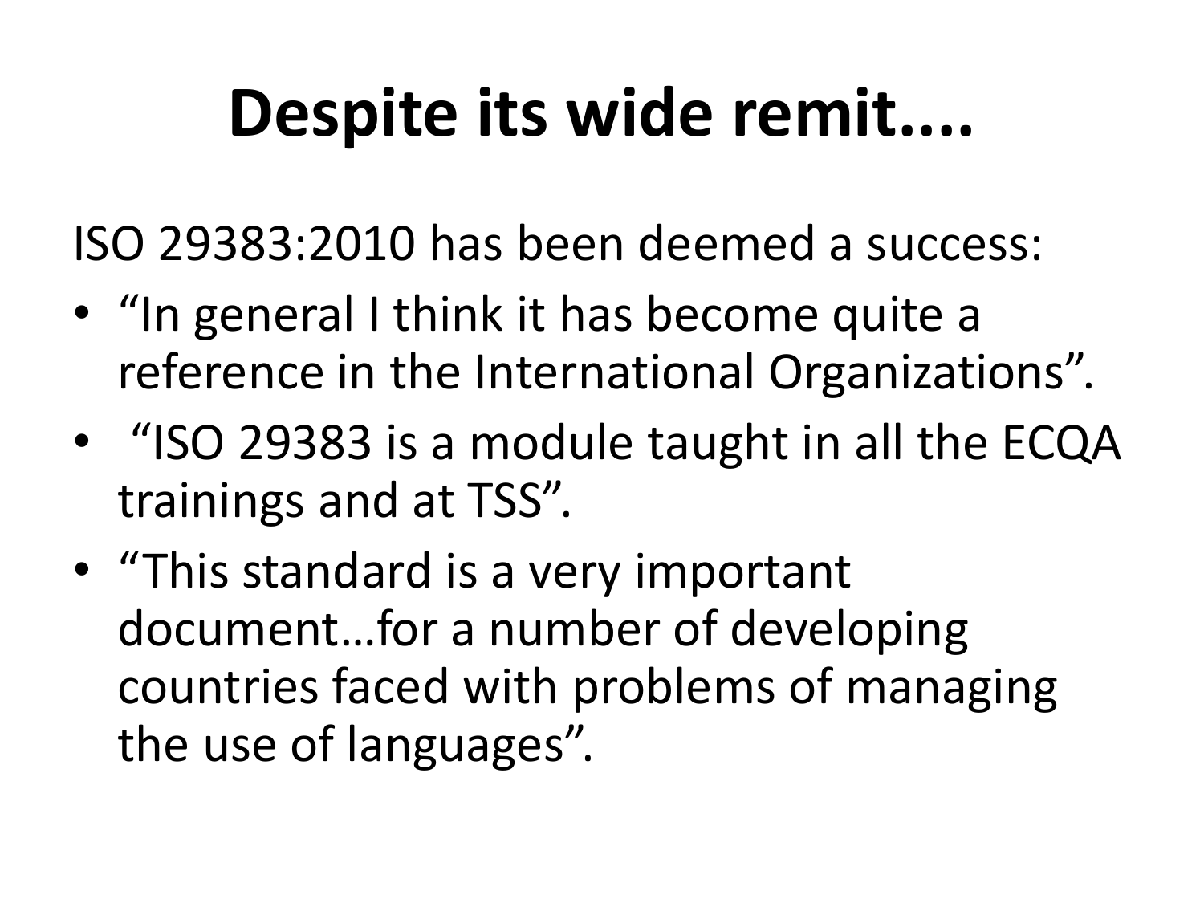# Despite its wide remit....

ISO 29383:2010 has been deemed a success:

- “In general I think it has become quite a reference in the International Organizations”.
- “ISO 29383 is a module taught in all the ECQA trainings and at TSS”.
- “This standard is a very important document…for a number of developing countries faced with problems of managing the use of languages”.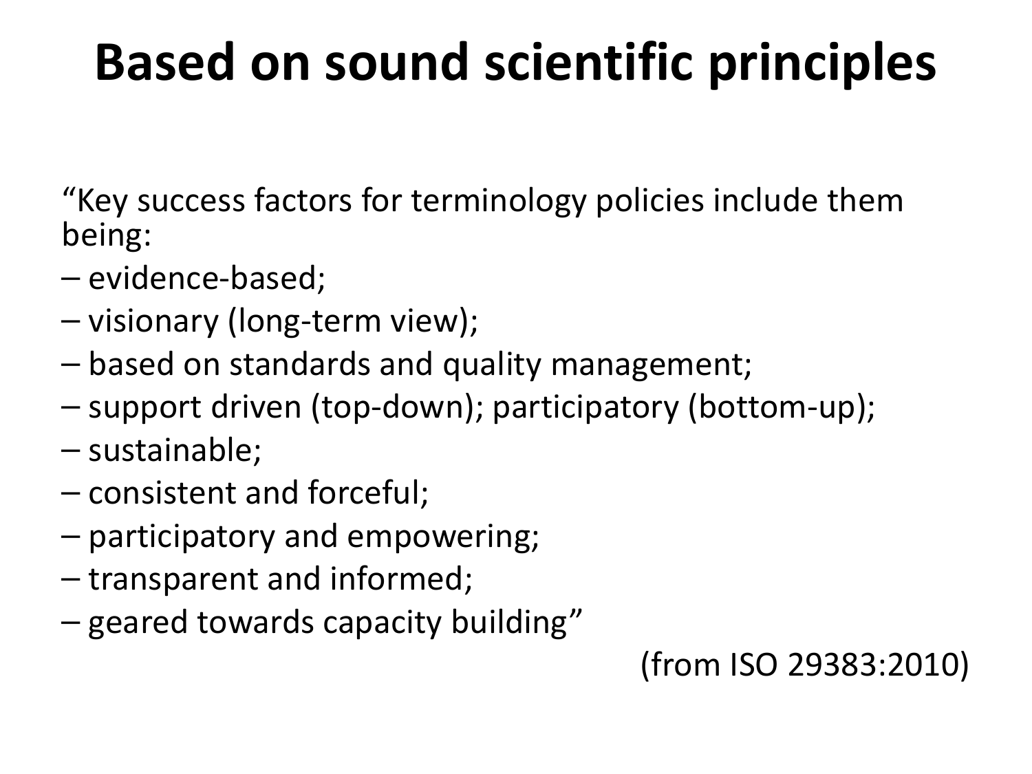# Based on sound scientific principles

"Key success factors for terminology policies include them being:

– evidence-based;

– visionary (long-term view);

– based on standards and quality management;

– support driven (top-down); participatory (bottom-up);

– sustainable;

– consistent and forceful;

– participatory and empowering;

– transparent and informed;

– geared towards capacity building"

(from ISO 29383:2010)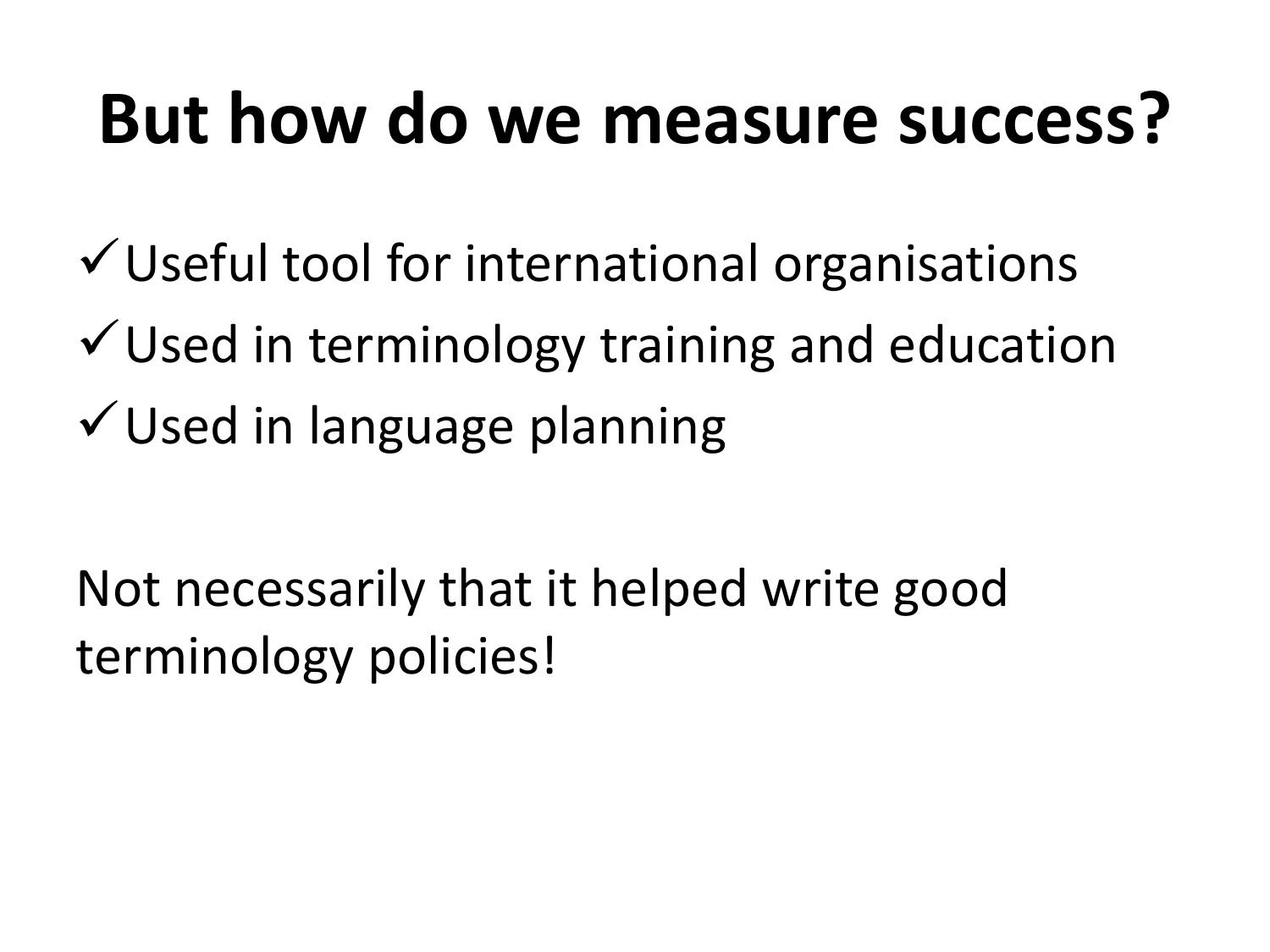# But how do we measure success?

- ✓ Useful tool for international organisations
- ✓ Used in terminology training and education
- ✓ Used in language planning

Not necessarily that it helped write good terminology policies!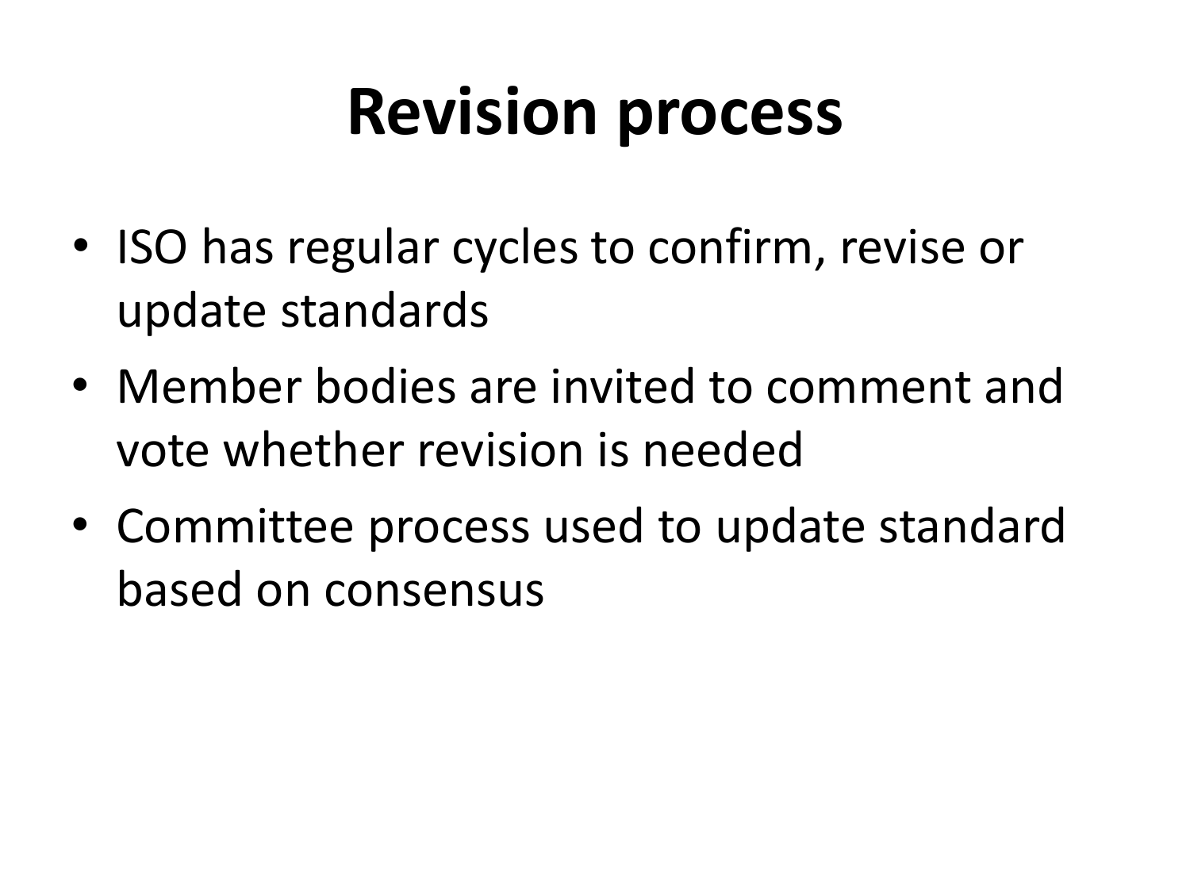# Revision process

- ISO has regular cycles to confirm, revise or update standards
- Member bodies are invited to comment and vote whether revision is needed
- Committee process used to update standard based on consensus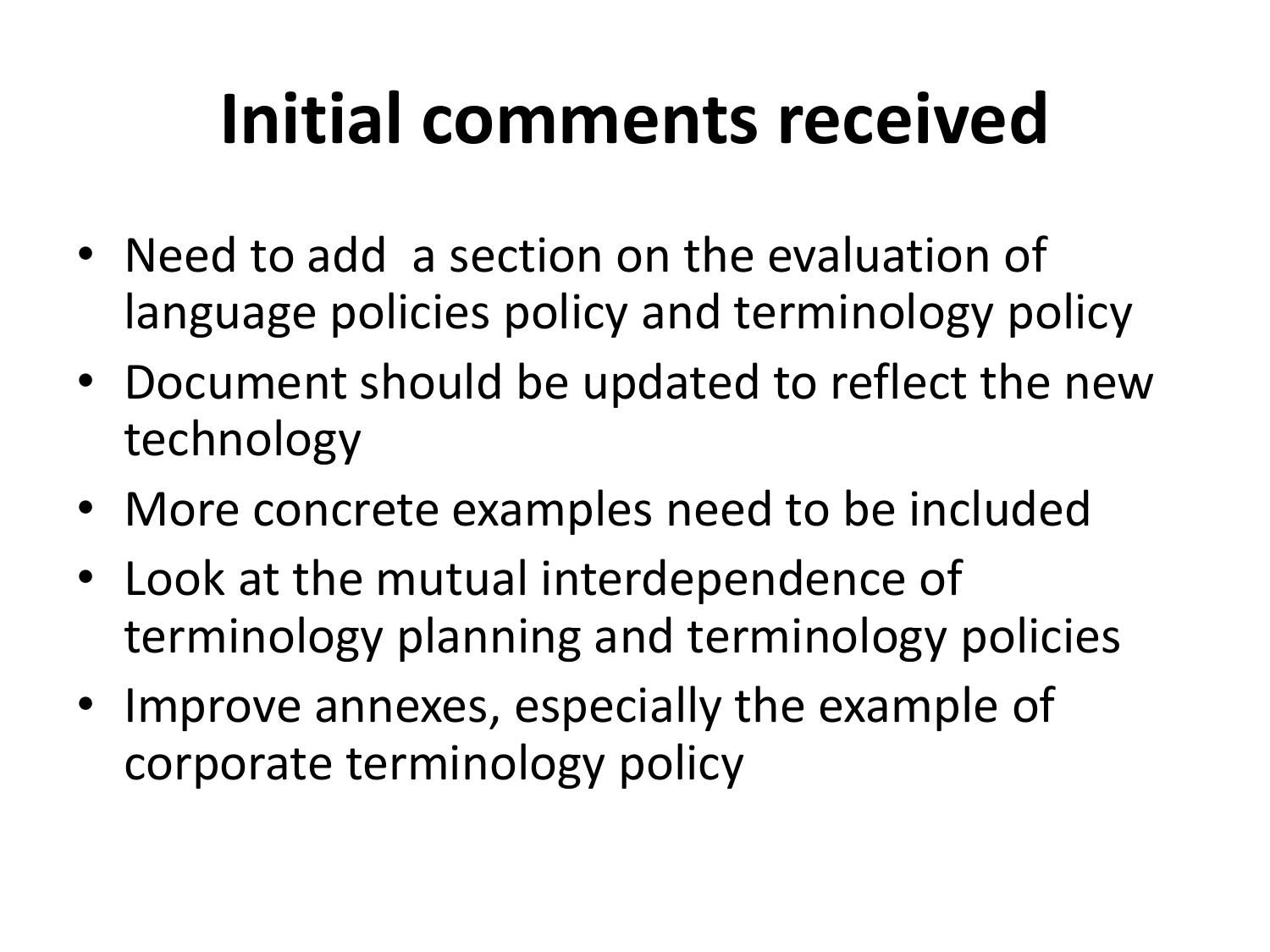# Initial comments received

- Need to add a section on the evaluation of language policies policy and terminology policy
- Document should be updated to reflect the new technology
- More concrete examples need to be included
- Look at the mutual interdependence of terminology planning and terminology policies
- Improve annexes, especially the example of corporate terminology policy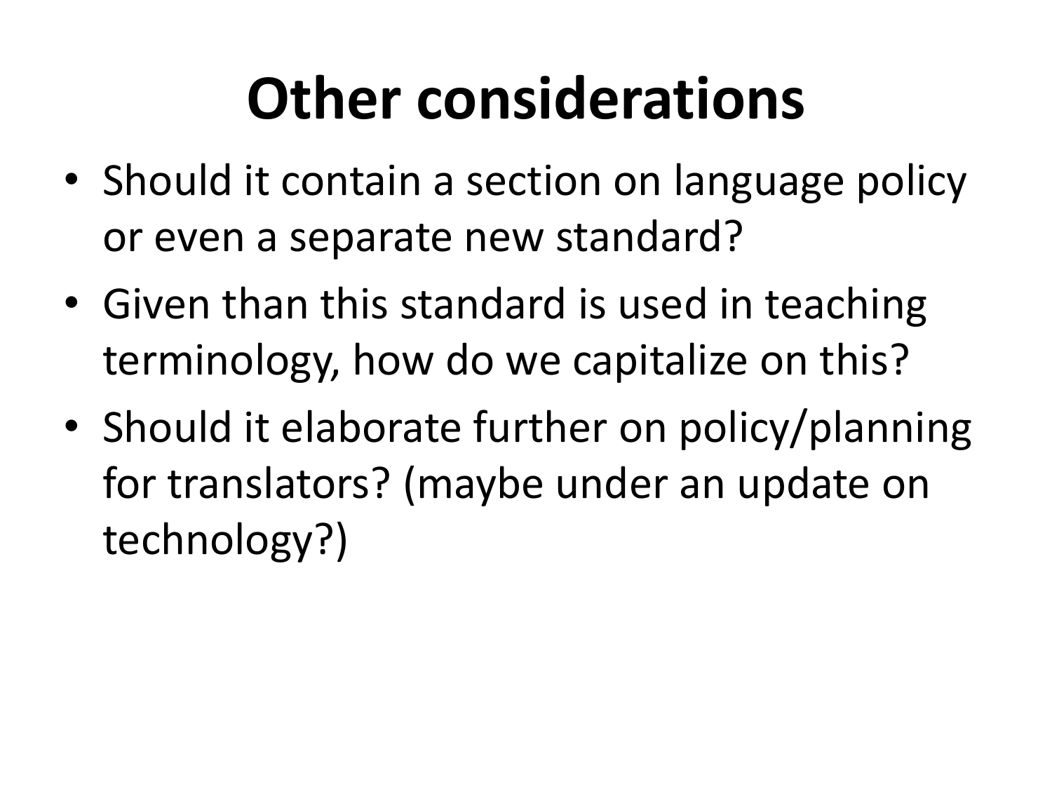# Other considerations

- Should it contain a section on language policy or even a separate new standard?
- Given than this standard is used in teaching terminology, how do we capitalize on this?
- Should it elaborate further on policy/planning for translators? (maybe under an update on technology?)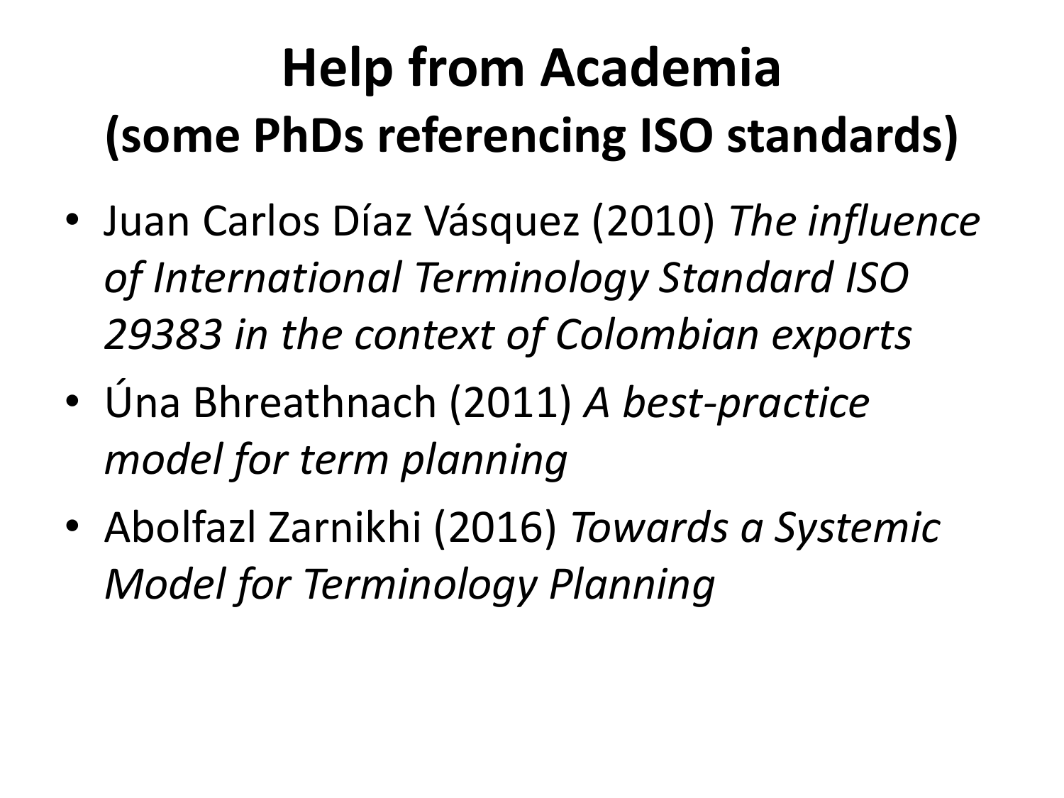# Help from Academia
## (some PhDs referencing ISO standards)

- Juan Carlos Díaz Vásquez (2010) *The influence of International Terminology Standard ISO 29383 in the context of Colombian exports*
- Úna Bhreathnach (2011) *A best-practice model for term planning*
- Abolfazl Zarnikhi (2016) *Towards a Systemic Model for Terminology Planning*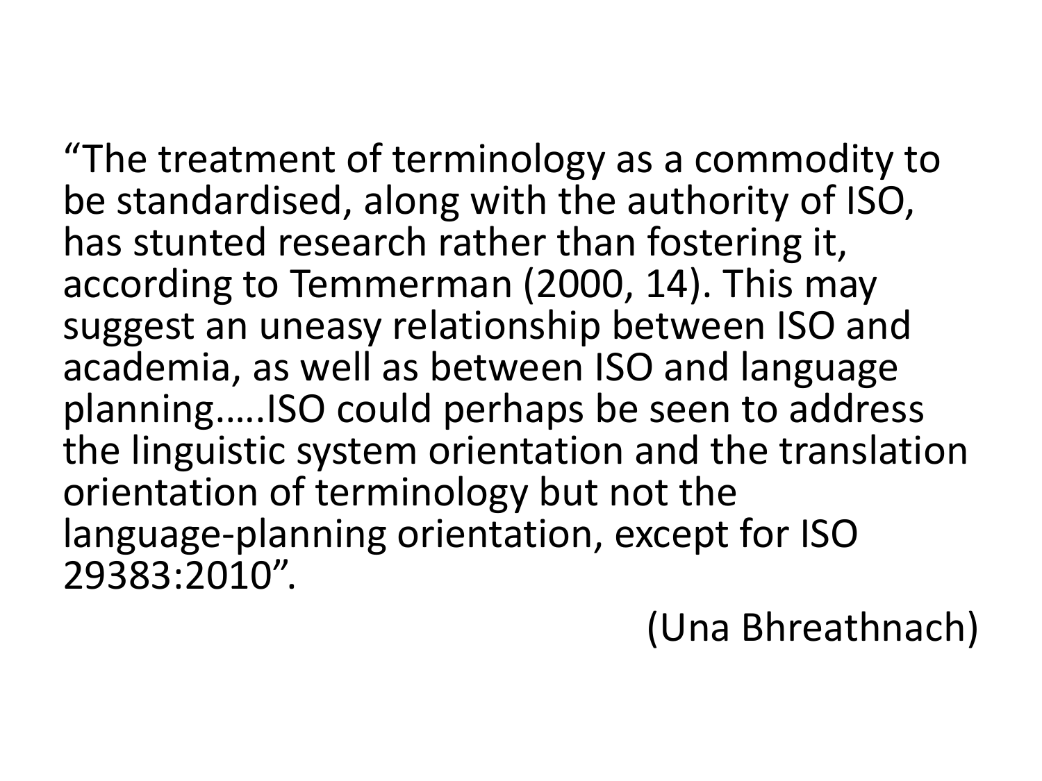"The treatment of terminology as a commodity to be standardised, along with the authority of ISO, has stunted research rather than fostering it, according to Temmerman (2000, 14). This may suggest an uneasy relationship between ISO and academia, as well as between ISO and language planning.....ISO could perhaps be seen to address the linguistic system orientation and the translation orientation of terminology but not the language-planning orientation, except for ISO 29383:2010".

(Una Bhreathnach)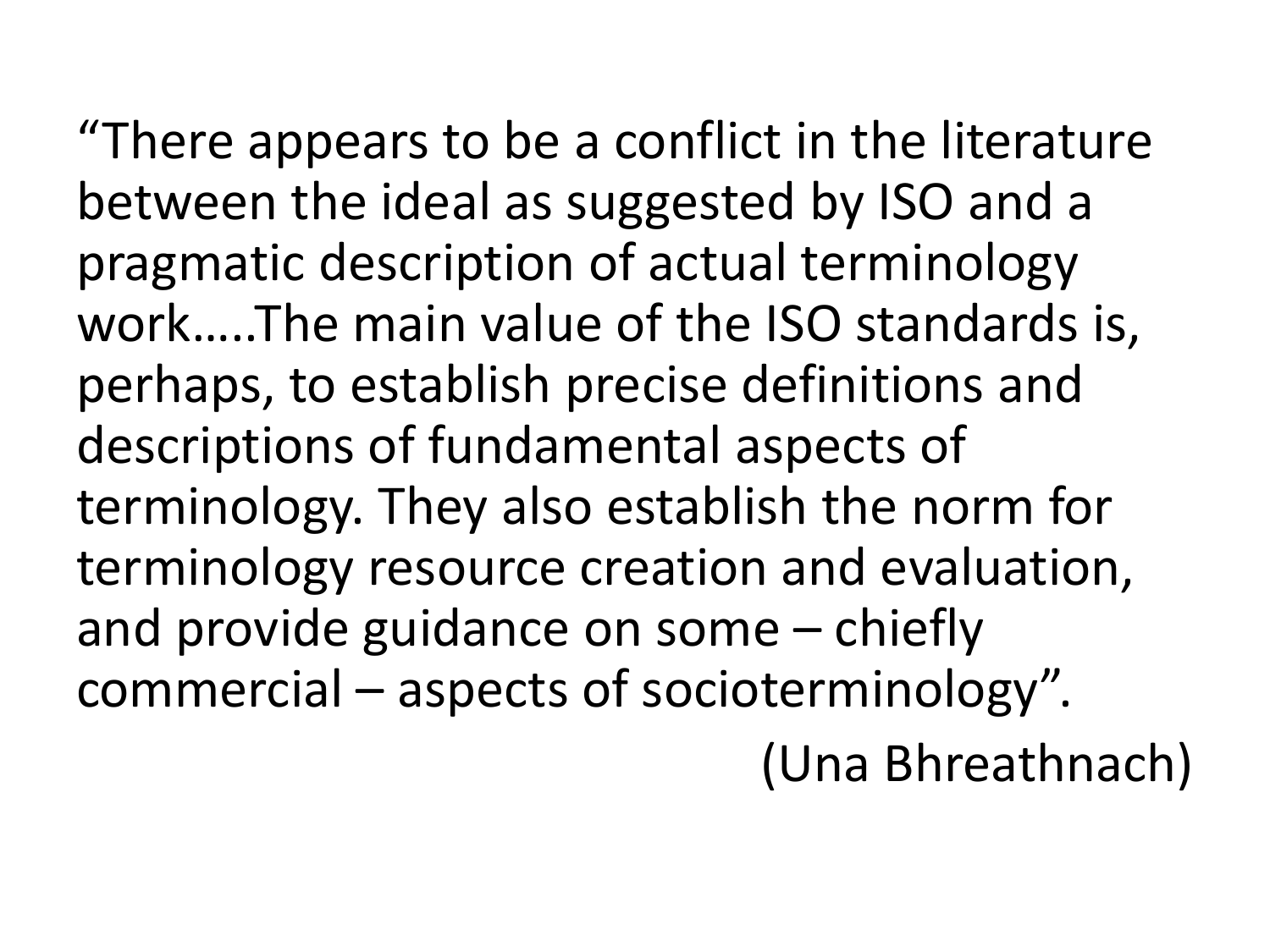"There appears to be a conflict in the literature between the ideal as suggested by ISO and a pragmatic description of actual terminology work…..The main value of the ISO standards is, perhaps, to establish precise definitions and descriptions of fundamental aspects of terminology. They also establish the norm for terminology resource creation and evaluation, and provide guidance on some – chiefly commercial – aspects of socioterminology".

(Una Bhreathnach)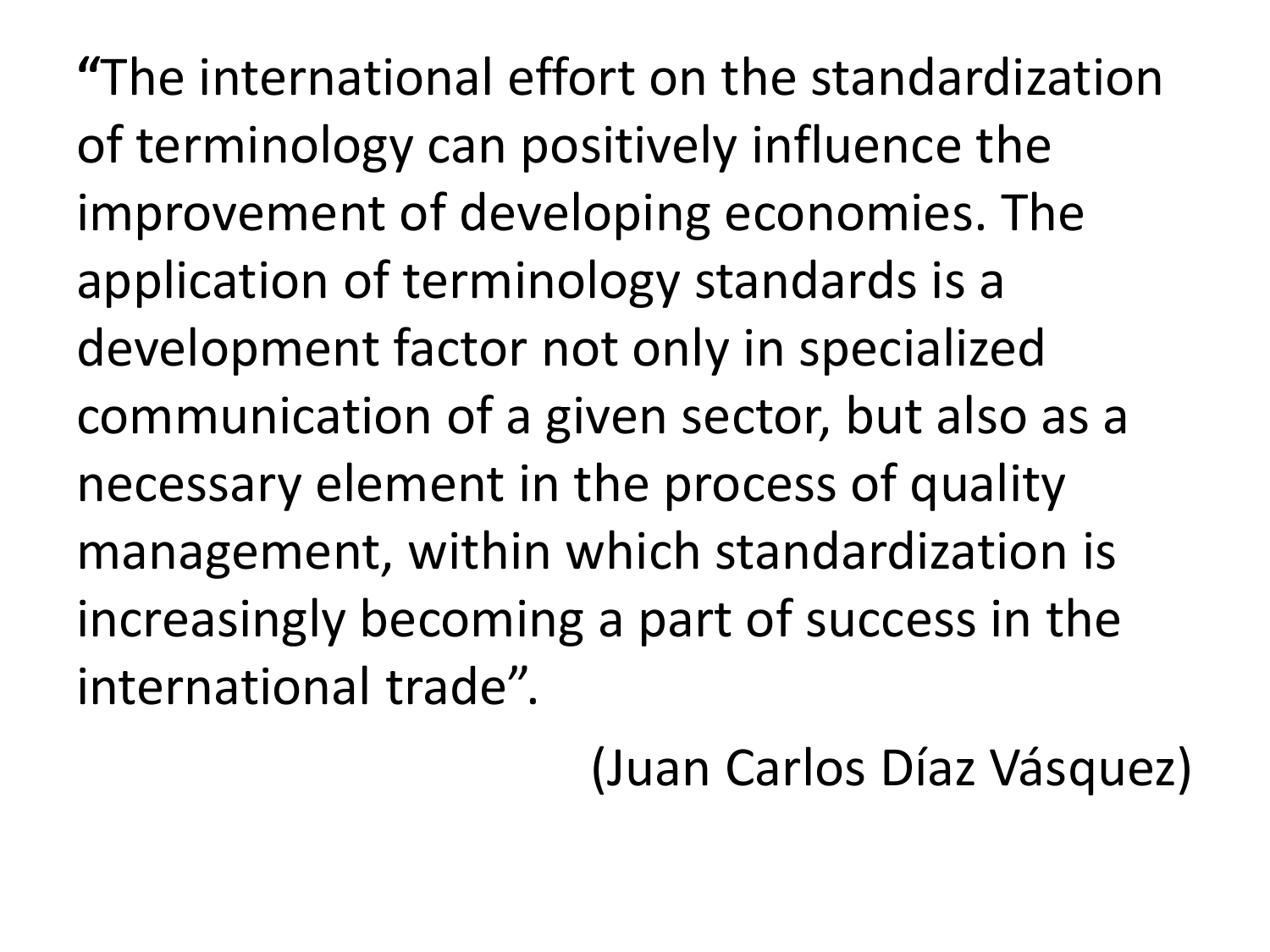"The international effort on the standardization of terminology can positively influence the improvement of developing economies. The application of terminology standards is a development factor not only in specialized communication of a given sector, but also as a necessary element in the process of quality management, within which standardization is increasingly becoming a part of success in the international trade".

(Juan Carlos Díaz Vásquez)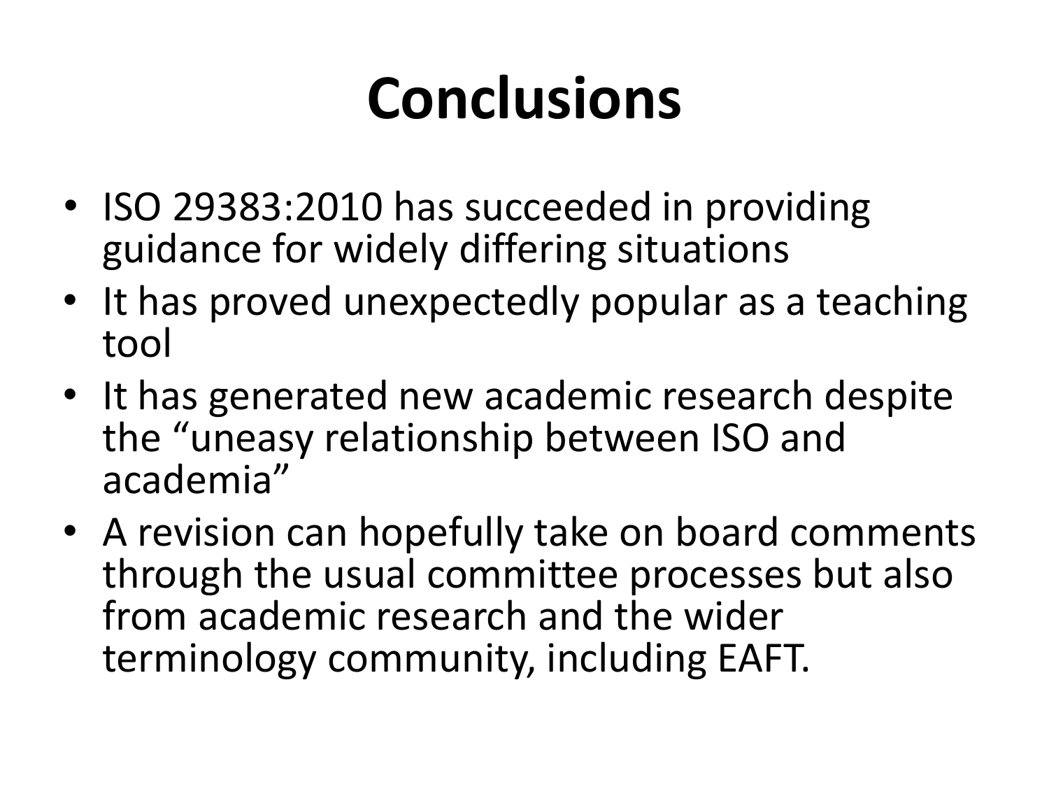# Conclusions

- ISO 29383:2010 has succeeded in providing guidance for widely differing situations
- It has proved unexpectedly popular as a teaching tool
- It has generated new academic research despite the "uneasy relationship between ISO and academia"
- A revision can hopefully take on board comments through the usual committee processes but also from academic research and the wider terminology community, including EAFT.